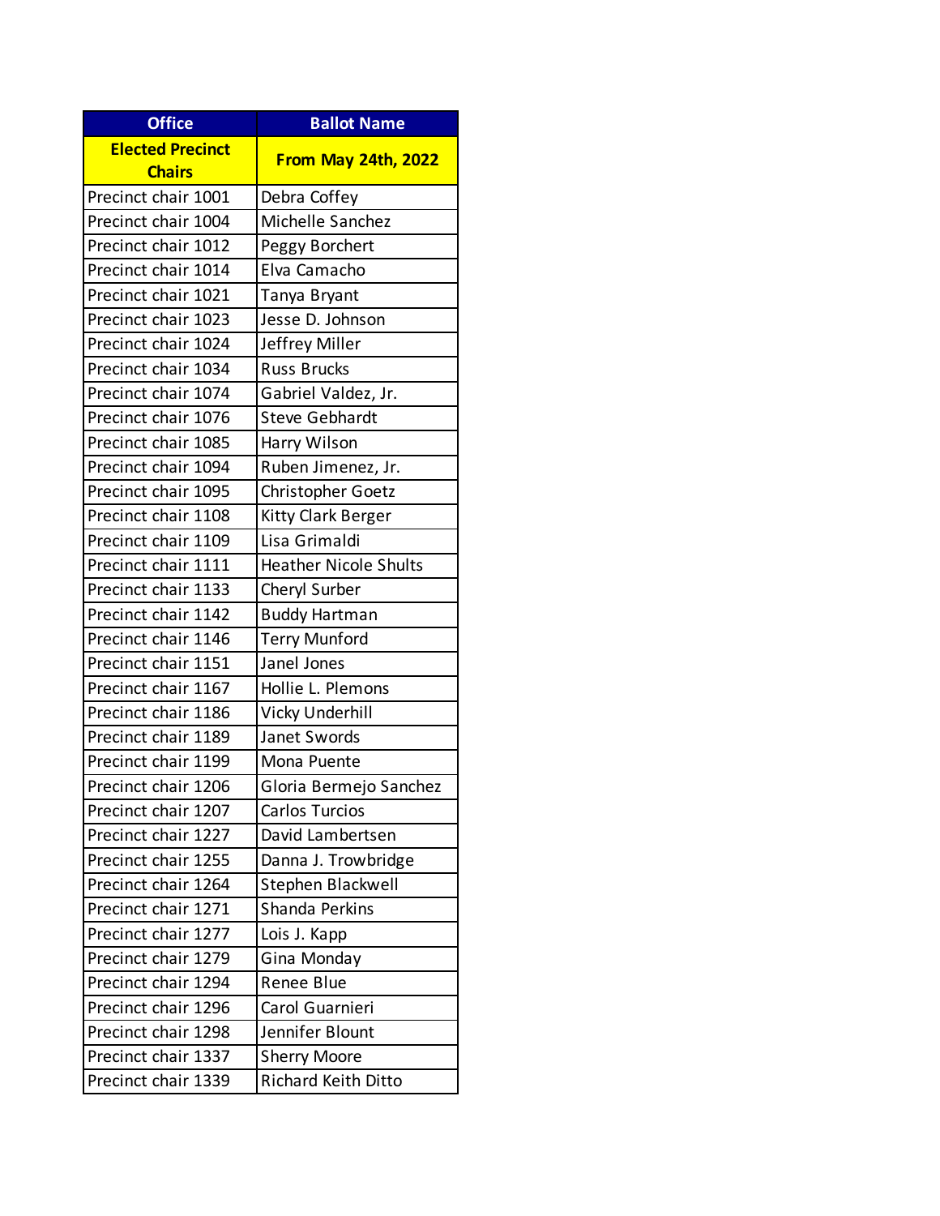| Office | Ballot Name |
|---|---|
| **Elected Precinct Chairs** | **From May 24th, 2022** |
| Precinct chair 1001 | Debra Coffey |
| Precinct chair 1004 | Michelle Sanchez |
| Precinct chair 1012 | Peggy Borchert |
| Precinct chair 1014 | Elva Camacho |
| Precinct chair 1021 | Tanya Bryant |
| Precinct chair 1023 | Jesse D. Johnson |
| Precinct chair 1024 | Jeffrey Miller |
| Precinct chair 1034 | Russ Brucks |
| Precinct chair 1074 | Gabriel Valdez, Jr. |
| Precinct chair 1076 | Steve Gebhardt |
| Precinct chair 1085 | Harry Wilson |
| Precinct chair 1094 | Ruben Jimenez, Jr. |
| Precinct chair 1095 | Christopher Goetz |
| Precinct chair 1108 | Kitty Clark Berger |
| Precinct chair 1109 | Lisa Grimaldi |
| Precinct chair 1111 | Heather Nicole Shults |
| Precinct chair 1133 | Cheryl Surber |
| Precinct chair 1142 | Buddy Hartman |
| Precinct chair 1146 | Terry Munford |
| Precinct chair 1151 | Janel Jones |
| Precinct chair 1167 | Hollie L. Plemons |
| Precinct chair 1186 | Vicky Underhill |
| Precinct chair 1189 | Janet Swords |
| Precinct chair 1199 | Mona Puente |
| Precinct chair 1206 | Gloria Bermejo Sanchez |
| Precinct chair 1207 | Carlos Turcios |
| Precinct chair 1227 | David Lambertsen |
| Precinct chair 1255 | Danna J. Trowbridge |
| Precinct chair 1264 | Stephen Blackwell |
| Precinct chair 1271 | Shanda Perkins |
| Precinct chair 1277 | Lois J. Kapp |
| Precinct chair 1279 | Gina Monday |
| Precinct chair 1294 | Renee Blue |
| Precinct chair 1296 | Carol Guarnieri |
| Precinct chair 1298 | Jennifer Blount |
| Precinct chair 1337 | Sherry Moore |
| Precinct chair 1339 | Richard Keith Ditto |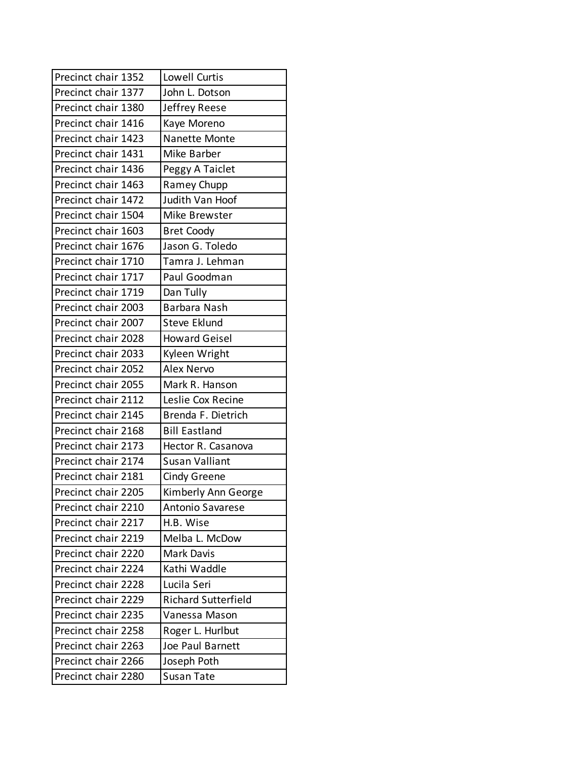| Precinct chair 1352 | Lowell Curtis |
|---|---|
| Precinct chair 1377 | John L. Dotson |
| Precinct chair 1380 | Jeffrey Reese |
| Precinct chair 1416 | Kaye Moreno |
| Precinct chair 1423 | Nanette Monte |
| Precinct chair 1431 | Mike Barber |
| Precinct chair 1436 | Peggy A Taiclet |
| Precinct chair 1463 | Ramey Chupp |
| Precinct chair 1472 | Judith Van Hoof |
| Precinct chair 1504 | Mike Brewster |
| Precinct chair 1603 | Bret Coody |
| Precinct chair 1676 | Jason G. Toledo |
| Precinct chair 1710 | Tamra J. Lehman |
| Precinct chair 1717 | Paul Goodman |
| Precinct chair 1719 | Dan Tully |
| Precinct chair 2003 | Barbara Nash |
| Precinct chair 2007 | Steve Eklund |
| Precinct chair 2028 | Howard Geisel |
| Precinct chair 2033 | Kyleen Wright |
| Precinct chair 2052 | Alex Nervo |
| Precinct chair 2055 | Mark R. Hanson |
| Precinct chair 2112 | Leslie Cox Recine |
| Precinct chair 2145 | Brenda F. Dietrich |
| Precinct chair 2168 | Bill Eastland |
| Precinct chair 2173 | Hector R. Casanova |
| Precinct chair 2174 | Susan Valliant |
| Precinct chair 2181 | Cindy Greene |
| Precinct chair 2205 | Kimberly Ann George |
| Precinct chair 2210 | Antonio Savarese |
| Precinct chair 2217 | H.B. Wise |
| Precinct chair 2219 | Melba L. McDow |
| Precinct chair 2220 | Mark Davis |
| Precinct chair 2224 | Kathi Waddle |
| Precinct chair 2228 | Lucila Seri |
| Precinct chair 2229 | Richard Sutterfield |
| Precinct chair 2235 | Vanessa Mason |
| Precinct chair 2258 | Roger L. Hurlbut |
| Precinct chair 2263 | Joe Paul Barnett |
| Precinct chair 2266 | Joseph Poth |
| Precinct chair 2280 | Susan Tate |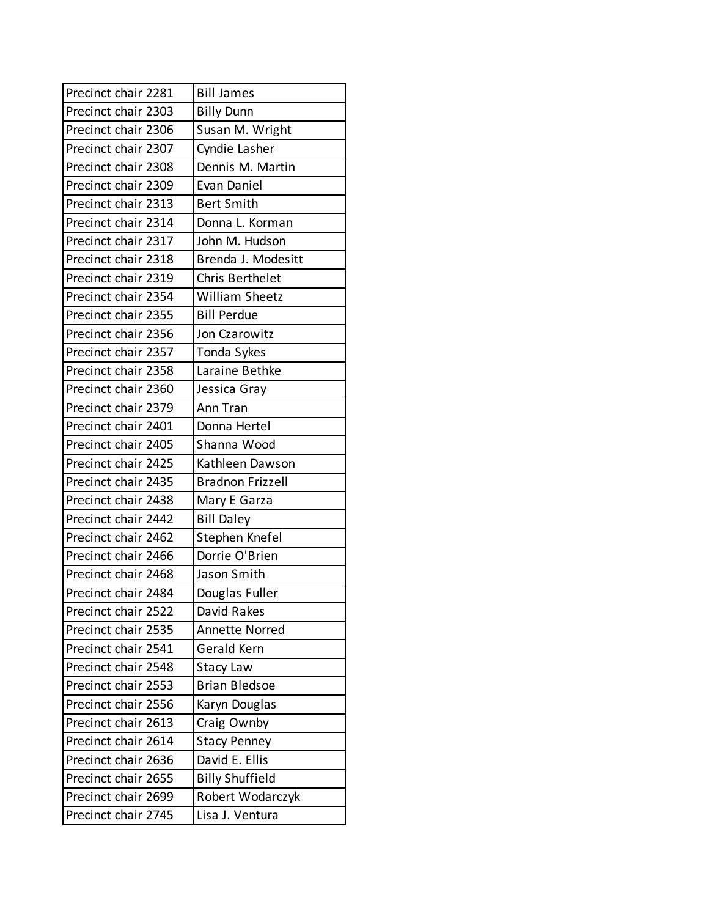| Precinct chair 2281 | Bill James |
|---|---|
| Precinct chair 2303 | Billy Dunn |
| Precinct chair 2306 | Susan M. Wright |
| Precinct chair 2307 | Cyndie Lasher |
| Precinct chair 2308 | Dennis M. Martin |
| Precinct chair 2309 | Evan Daniel |
| Precinct chair 2313 | Bert Smith |
| Precinct chair 2314 | Donna L. Korman |
| Precinct chair 2317 | John M. Hudson |
| Precinct chair 2318 | Brenda J. Modesitt |
| Precinct chair 2319 | Chris Berthelet |
| Precinct chair 2354 | William Sheetz |
| Precinct chair 2355 | Bill Perdue |
| Precinct chair 2356 | Jon Czarowitz |
| Precinct chair 2357 | Tonda Sykes |
| Precinct chair 2358 | Laraine Bethke |
| Precinct chair 2360 | Jessica Gray |
| Precinct chair 2379 | Ann Tran |
| Precinct chair 2401 | Donna Hertel |
| Precinct chair 2405 | Shanna Wood |
| Precinct chair 2425 | Kathleen Dawson |
| Precinct chair 2435 | Bradnon Frizzell |
| Precinct chair 2438 | Mary E Garza |
| Precinct chair 2442 | Bill Daley |
| Precinct chair 2462 | Stephen Knefel |
| Precinct chair 2466 | Dorrie O'Brien |
| Precinct chair 2468 | Jason Smith |
| Precinct chair 2484 | Douglas Fuller |
| Precinct chair 2522 | David Rakes |
| Precinct chair 2535 | Annette Norred |
| Precinct chair 2541 | Gerald Kern |
| Precinct chair 2548 | Stacy Law |
| Precinct chair 2553 | Brian Bledsoe |
| Precinct chair 2556 | Karyn Douglas |
| Precinct chair 2613 | Craig Ownby |
| Precinct chair 2614 | Stacy Penney |
| Precinct chair 2636 | David E. Ellis |
| Precinct chair 2655 | Billy Shuffield |
| Precinct chair 2699 | Robert Wodarczyk |
| Precinct chair 2745 | Lisa J. Ventura |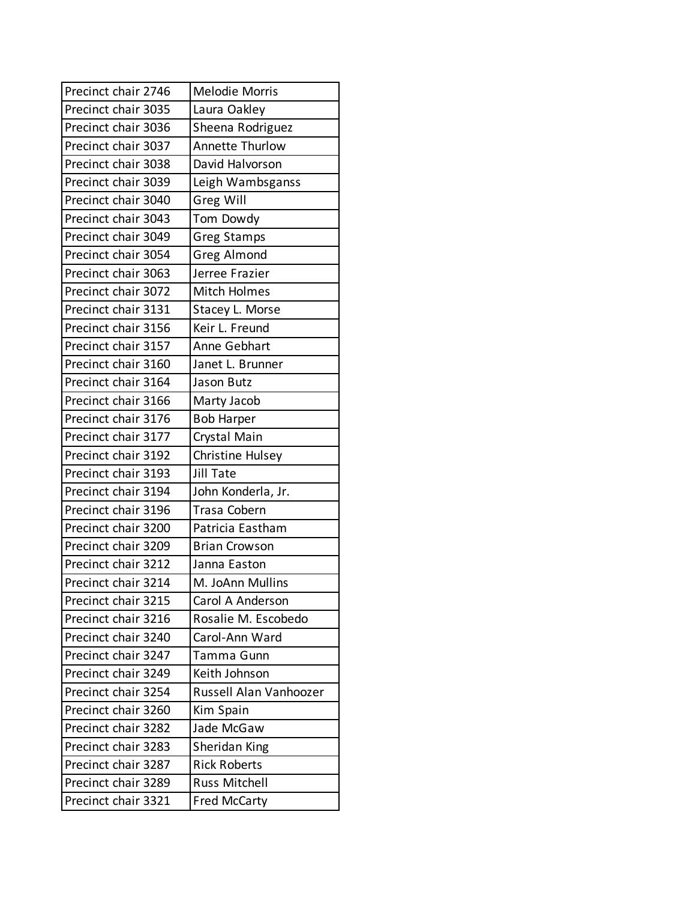| Precinct chair 2746 | Melodie Morris |
|---|---|
| Precinct chair 3035 | Laura Oakley |
| Precinct chair 3036 | Sheena Rodriguez |
| Precinct chair 3037 | Annette Thurlow |
| Precinct chair 3038 | David Halvorson |
| Precinct chair 3039 | Leigh Wambsganss |
| Precinct chair 3040 | Greg Will |
| Precinct chair 3043 | Tom Dowdy |
| Precinct chair 3049 | Greg Stamps |
| Precinct chair 3054 | Greg Almond |
| Precinct chair 3063 | Jerree Frazier |
| Precinct chair 3072 | Mitch Holmes |
| Precinct chair 3131 | Stacey L. Morse |
| Precinct chair 3156 | Keir L. Freund |
| Precinct chair 3157 | Anne Gebhart |
| Precinct chair 3160 | Janet L. Brunner |
| Precinct chair 3164 | Jason Butz |
| Precinct chair 3166 | Marty Jacob |
| Precinct chair 3176 | Bob Harper |
| Precinct chair 3177 | Crystal Main |
| Precinct chair 3192 | Christine Hulsey |
| Precinct chair 3193 | Jill Tate |
| Precinct chair 3194 | John Konderla, Jr. |
| Precinct chair 3196 | Trasa Cobern |
| Precinct chair 3200 | Patricia Eastham |
| Precinct chair 3209 | Brian Crowson |
| Precinct chair 3212 | Janna Easton |
| Precinct chair 3214 | M. JoAnn Mullins |
| Precinct chair 3215 | Carol A Anderson |
| Precinct chair 3216 | Rosalie M. Escobedo |
| Precinct chair 3240 | Carol-Ann Ward |
| Precinct chair 3247 | Tamma Gunn |
| Precinct chair 3249 | Keith Johnson |
| Precinct chair 3254 | Russell Alan Vanhoozer |
| Precinct chair 3260 | Kim Spain |
| Precinct chair 3282 | Jade McGaw |
| Precinct chair 3283 | Sheridan King |
| Precinct chair 3287 | Rick Roberts |
| Precinct chair 3289 | Russ Mitchell |
| Precinct chair 3321 | Fred McCarty |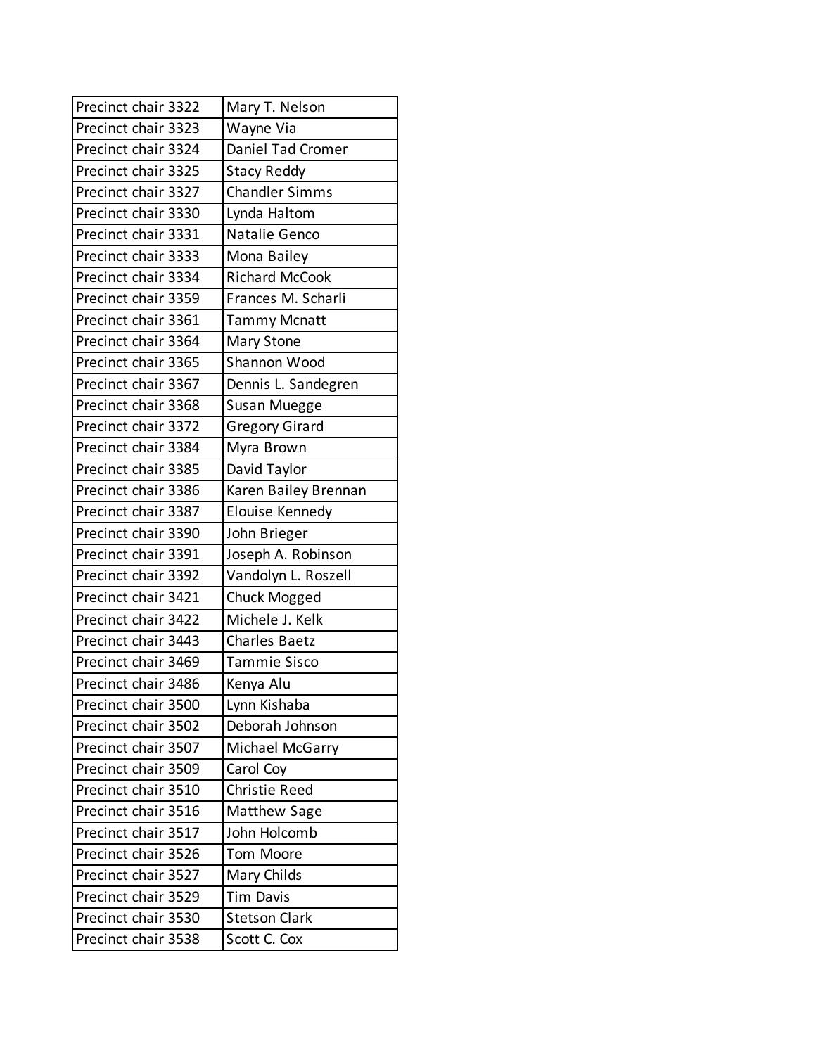| | |
|---|---|
| Precinct chair 3322 | Mary T. Nelson |
| Precinct chair 3323 | Wayne Via |
| Precinct chair 3324 | Daniel Tad Cromer |
| Precinct chair 3325 | Stacy Reddy |
| Precinct chair 3327 | Chandler Simms |
| Precinct chair 3330 | Lynda Haltom |
| Precinct chair 3331 | Natalie Genco |
| Precinct chair 3333 | Mona Bailey |
| Precinct chair 3334 | Richard McCook |
| Precinct chair 3359 | Frances M. Scharli |
| Precinct chair 3361 | Tammy Mcnatt |
| Precinct chair 3364 | Mary Stone |
| Precinct chair 3365 | Shannon Wood |
| Precinct chair 3367 | Dennis L. Sandegren |
| Precinct chair 3368 | Susan Muegge |
| Precinct chair 3372 | Gregory Girard |
| Precinct chair 3384 | Myra Brown |
| Precinct chair 3385 | David Taylor |
| Precinct chair 3386 | Karen Bailey Brennan |
| Precinct chair 3387 | Elouise Kennedy |
| Precinct chair 3390 | John Brieger |
| Precinct chair 3391 | Joseph A. Robinson |
| Precinct chair 3392 | Vandolyn L. Roszell |
| Precinct chair 3421 | Chuck Mogged |
| Precinct chair 3422 | Michele J. Kelk |
| Precinct chair 3443 | Charles Baetz |
| Precinct chair 3469 | Tammie Sisco |
| Precinct chair 3486 | Kenya Alu |
| Precinct chair 3500 | Lynn Kishaba |
| Precinct chair 3502 | Deborah Johnson |
| Precinct chair 3507 | Michael McGarry |
| Precinct chair 3509 | Carol Coy |
| Precinct chair 3510 | Christie Reed |
| Precinct chair 3516 | Matthew Sage |
| Precinct chair 3517 | John Holcomb |
| Precinct chair 3526 | Tom Moore |
| Precinct chair 3527 | Mary Childs |
| Precinct chair 3529 | Tim Davis |
| Precinct chair 3530 | Stetson Clark |
| Precinct chair 3538 | Scott C. Cox |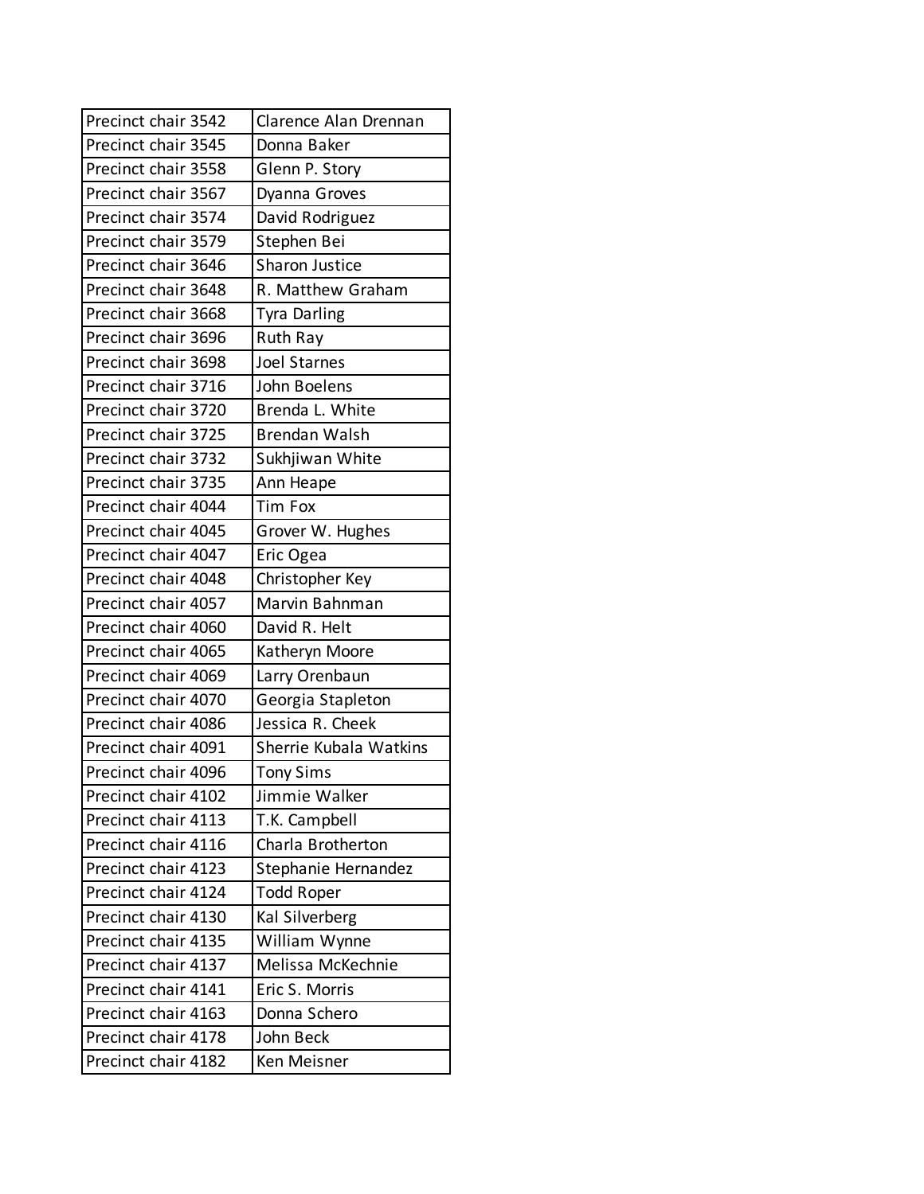| Precinct chair 3542 | Clarence Alan Drennan |
|---|---|
| Precinct chair 3545 | Donna Baker |
| Precinct chair 3558 | Glenn P. Story |
| Precinct chair 3567 | Dyanna Groves |
| Precinct chair 3574 | David Rodriguez |
| Precinct chair 3579 | Stephen Bei |
| Precinct chair 3646 | Sharon Justice |
| Precinct chair 3648 | R. Matthew Graham |
| Precinct chair 3668 | Tyra Darling |
| Precinct chair 3696 | Ruth Ray |
| Precinct chair 3698 | Joel Starnes |
| Precinct chair 3716 | John Boelens |
| Precinct chair 3720 | Brenda L. White |
| Precinct chair 3725 | Brendan Walsh |
| Precinct chair 3732 | Sukhjiwan White |
| Precinct chair 3735 | Ann Heape |
| Precinct chair 4044 | Tim Fox |
| Precinct chair 4045 | Grover W. Hughes |
| Precinct chair 4047 | Eric Ogea |
| Precinct chair 4048 | Christopher Key |
| Precinct chair 4057 | Marvin Bahnman |
| Precinct chair 4060 | David R. Helt |
| Precinct chair 4065 | Katheryn Moore |
| Precinct chair 4069 | Larry Orenbaun |
| Precinct chair 4070 | Georgia Stapleton |
| Precinct chair 4086 | Jessica R. Cheek |
| Precinct chair 4091 | Sherrie Kubala Watkins |
| Precinct chair 4096 | Tony Sims |
| Precinct chair 4102 | Jimmie Walker |
| Precinct chair 4113 | T.K. Campbell |
| Precinct chair 4116 | Charla Brotherton |
| Precinct chair 4123 | Stephanie Hernandez |
| Precinct chair 4124 | Todd Roper |
| Precinct chair 4130 | Kal Silverberg |
| Precinct chair 4135 | William Wynne |
| Precinct chair 4137 | Melissa McKechnie |
| Precinct chair 4141 | Eric S. Morris |
| Precinct chair 4163 | Donna Schero |
| Precinct chair 4178 | John Beck |
| Precinct chair 4182 | Ken Meisner |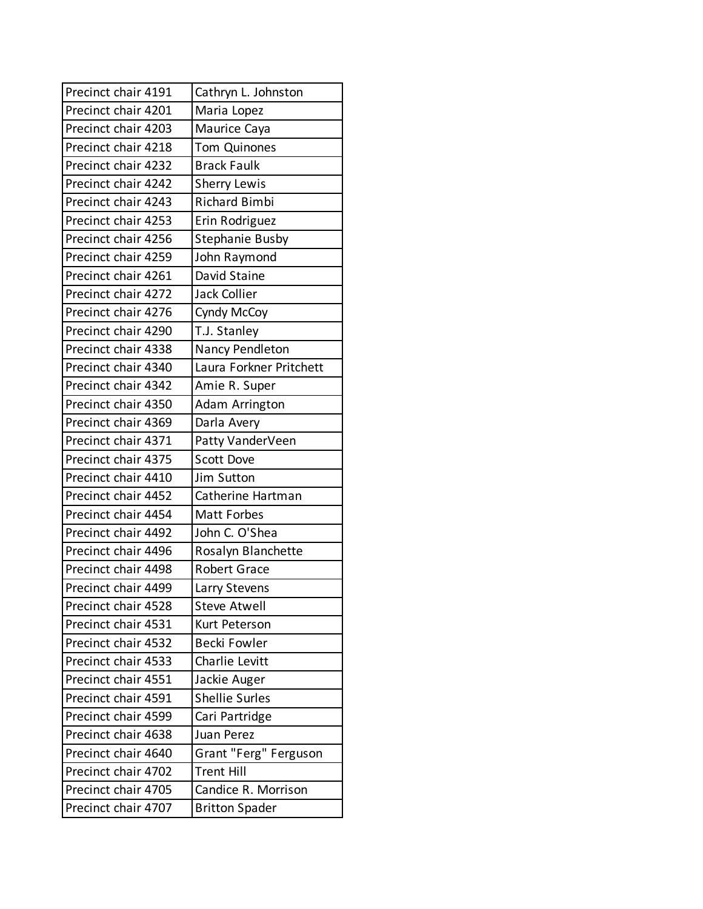| | |
|---|---|
| Precinct chair 4191 | Cathryn L. Johnston |
| Precinct chair 4201 | Maria Lopez |
| Precinct chair 4203 | Maurice Caya |
| Precinct chair 4218 | Tom Quinones |
| Precinct chair 4232 | Brack Faulk |
| Precinct chair 4242 | Sherry Lewis |
| Precinct chair 4243 | Richard Bimbi |
| Precinct chair 4253 | Erin Rodriguez |
| Precinct chair 4256 | Stephanie Busby |
| Precinct chair 4259 | John Raymond |
| Precinct chair 4261 | David Staine |
| Precinct chair 4272 | Jack Collier |
| Precinct chair 4276 | Cyndy McCoy |
| Precinct chair 4290 | T.J. Stanley |
| Precinct chair 4338 | Nancy Pendleton |
| Precinct chair 4340 | Laura Forkner Pritchett |
| Precinct chair 4342 | Amie R. Super |
| Precinct chair 4350 | Adam Arrington |
| Precinct chair 4369 | Darla Avery |
| Precinct chair 4371 | Patty VanderVeen |
| Precinct chair 4375 | Scott Dove |
| Precinct chair 4410 | Jim Sutton |
| Precinct chair 4452 | Catherine Hartman |
| Precinct chair 4454 | Matt Forbes |
| Precinct chair 4492 | John C. O'Shea |
| Precinct chair 4496 | Rosalyn Blanchette |
| Precinct chair 4498 | Robert Grace |
| Precinct chair 4499 | Larry Stevens |
| Precinct chair 4528 | Steve Atwell |
| Precinct chair 4531 | Kurt Peterson |
| Precinct chair 4532 | Becki Fowler |
| Precinct chair 4533 | Charlie Levitt |
| Precinct chair 4551 | Jackie Auger |
| Precinct chair 4591 | Shellie Surles |
| Precinct chair 4599 | Cari Partridge |
| Precinct chair 4638 | Juan Perez |
| Precinct chair 4640 | Grant "Ferg" Ferguson |
| Precinct chair 4702 | Trent Hill |
| Precinct chair 4705 | Candice R. Morrison |
| Precinct chair 4707 | Britton Spader |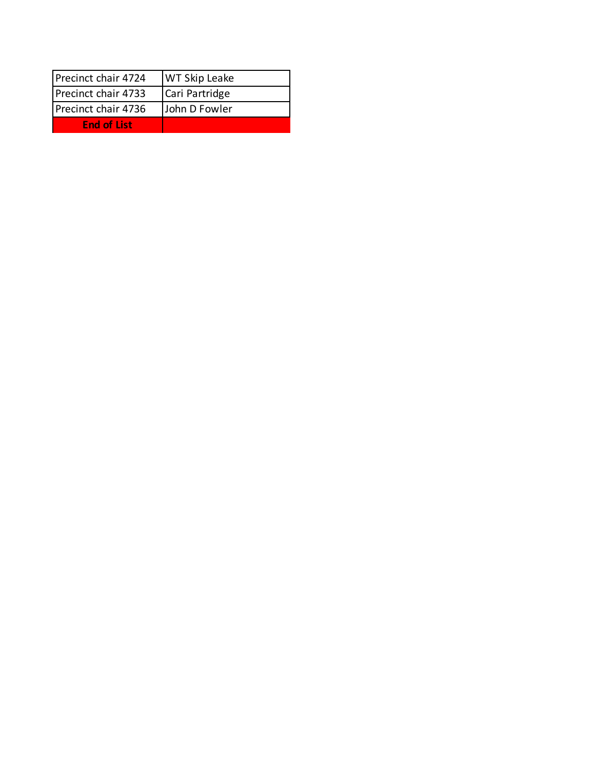| | |
|---|---|
| Precinct chair 4724 | WT Skip Leake |
| Precinct chair 4733 | Cari Partridge |
| Precinct chair 4736 | John D Fowler |
| **End of List** | |